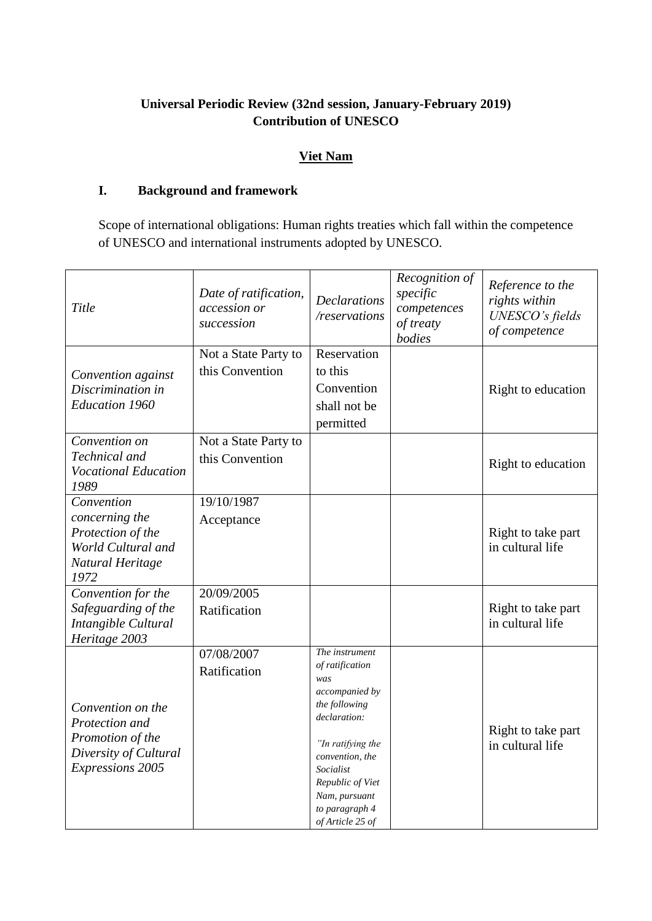**Universal Periodic Review (32nd session, January-February 2019)**
**Contribution of UNESCO**

**Viet Nam**

## I. Background and framework

Scope of international obligations: Human rights treaties which fall within the competence of UNESCO and international instruments adopted by UNESCO.

| *Title* | *Date of ratification, accession or succession* | *Declarations /reservations* | *Recognition of specific competences of treaty bodies* | *Reference to the rights within UNESCO's fields of competence* |
|---|---|---|---|---|
| *Convention against Discrimination in Education 1960* | Not a State Party to this Convention | Reservation to this Convention shall not be permitted | | Right to education |
| *Convention on Technical and Vocational Education 1989* | Not a State Party to this Convention | | | Right to education |
| *Convention concerning the Protection of the World Cultural and Natural Heritage 1972* | 19/10/1987 Acceptance | | | Right to take part in cultural life |
| *Convention for the Safeguarding of the Intangible Cultural Heritage 2003* | 20/09/2005 Ratification | | | Right to take part in cultural life |
| *Convention on the Protection and Promotion of the Diversity of Cultural Expressions 2005* | 07/08/2007 Ratification | *The instrument of ratification was accompanied by the following declaration: "In ratifying the convention, the Socialist Republic of Viet Nam, pursuant to paragraph 4 of Article 25 of* | | Right to take part in cultural life |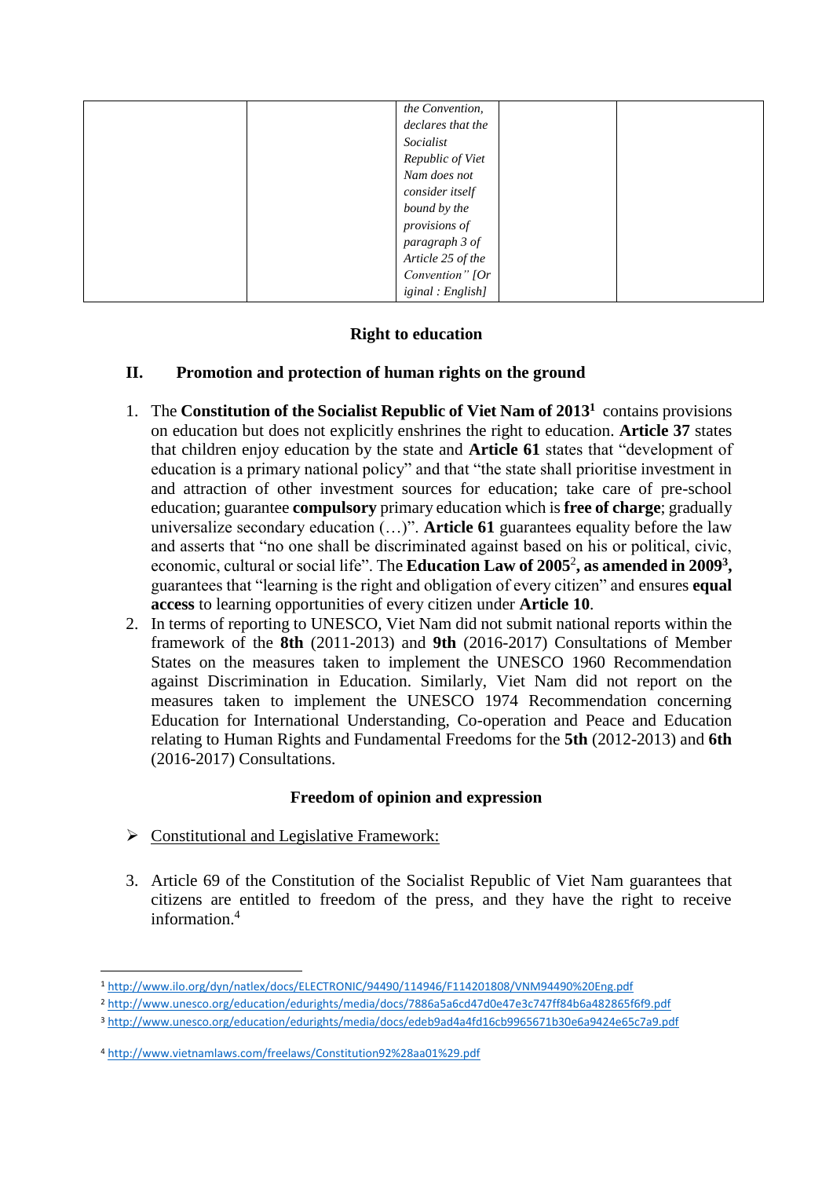| | | *the Convention, declares that the Socialist Republic of Viet Nam does not consider itself bound by the provisions of paragraph 3 of Article 25 of the Convention" [Original : English]* | | |
|---|---|---|---|---|

### Right to education

## II. Promotion and protection of human rights on the ground

1. The **Constitution of the Socialist Republic of Viet Nam of 2013**[1] contains provisions on education but does not explicitly enshrines the right to education. **Article 37** states that children enjoy education by the state and **Article 61** states that "development of education is a primary national policy" and that "the state shall prioritise investment in and attraction of other investment sources for education; take care of pre-school education; guarantee **compulsory** primary education which is **free of charge**; gradually universalize secondary education (…)". **Article 61** guarantees equality before the law and asserts that "no one shall be discriminated against based on his or political, civic, economic, cultural or social life". The **Education Law of 2005**[2]**, as amended in 2009**[3]**,** guarantees that "learning is the right and obligation of every citizen" and ensures **equal access** to learning opportunities of every citizen under **Article 10**.
2. In terms of reporting to UNESCO, Viet Nam did not submit national reports within the framework of the **8th** (2011-2013) and **9th** (2016-2017) Consultations of Member States on the measures taken to implement the UNESCO 1960 Recommendation against Discrimination in Education. Similarly, Viet Nam did not report on the measures taken to implement the UNESCO 1974 Recommendation concerning Education for International Understanding, Co-operation and Peace and Education relating to Human Rights and Fundamental Freedoms for the **5th** (2012-2013) and **6th** (2016-2017) Consultations.

### Freedom of opinion and expression

- Constitutional and Legislative Framework:

3. Article 69 of the Constitution of the Socialist Republic of Viet Nam guarantees that citizens are entitled to freedom of the press, and they have the right to receive information.[4]

---

[1] http://www.ilo.org/dyn/natlex/docs/ELECTRONIC/94490/114946/F114201808/VNM94490%20Eng.pdf

[2] http://www.unesco.org/education/edurights/media/docs/7886a5a6cd47d0e47e3c747ff84b6a482865f6f9.pdf

[3] http://www.unesco.org/education/edurights/media/docs/edeb9ad4a4fd16cb9965671b30e6a9424e65c7a9.pdf

[4] http://www.vietnamlaws.com/freelaws/Constitution92%28aa01%29.pdf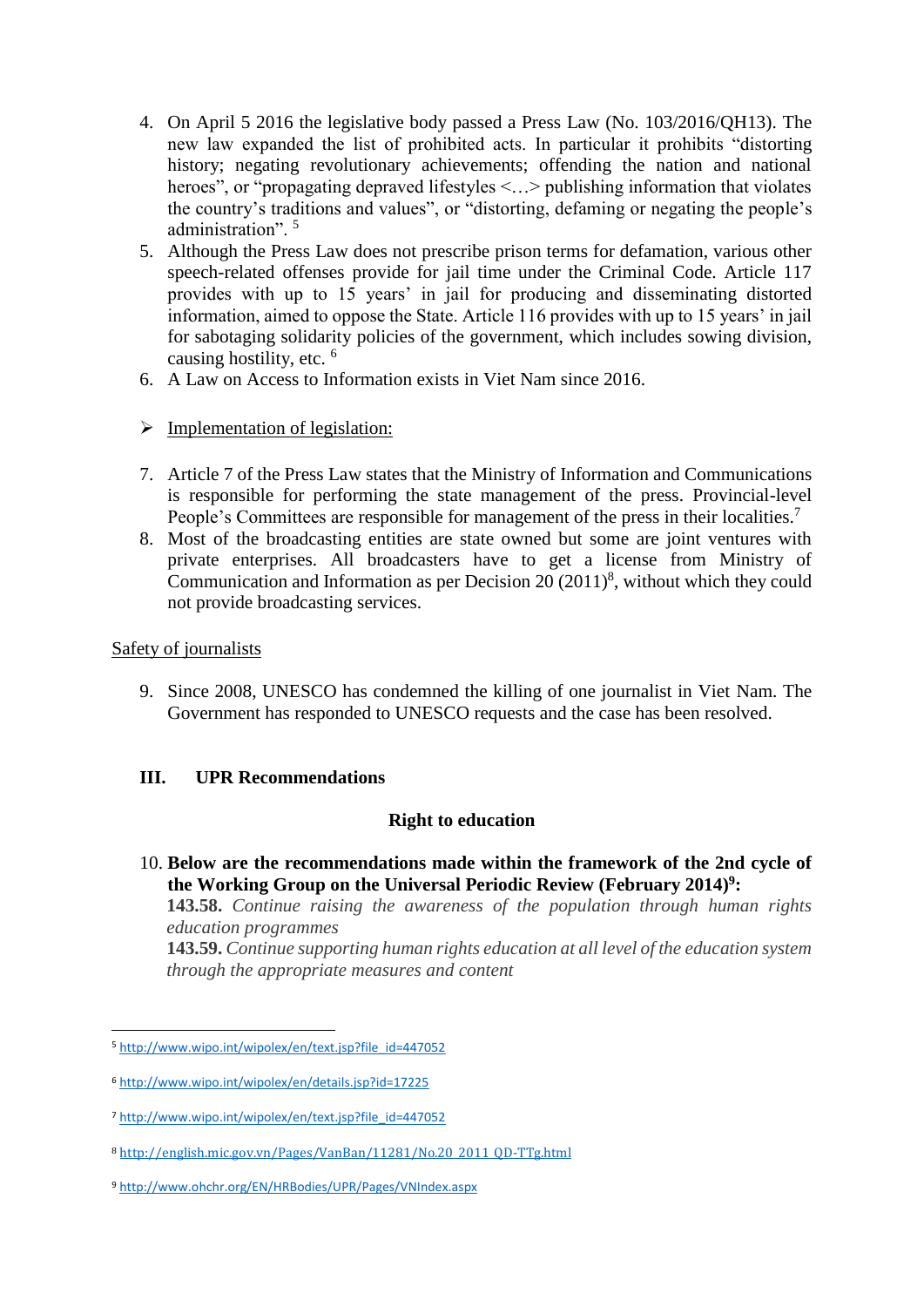4. On April 5 2016 the legislative body passed a Press Law (No. 103/2016/QH13). The new law expanded the list of prohibited acts. In particular it prohibits "distorting history; negating revolutionary achievements; offending the nation and national heroes", or "propagating depraved lifestyles <…> publishing information that violates the country's traditions and values", or "distorting, defaming or negating the people's administration". [5]
5. Although the Press Law does not prescribe prison terms for defamation, various other speech-related offenses provide for jail time under the Criminal Code. Article 117 provides with up to 15 years' in jail for producing and disseminating distorted information, aimed to oppose the State. Article 116 provides with up to 15 years' in jail for sabotaging solidarity policies of the government, which includes sowing division, causing hostility, etc. [6]
6. A Law on Access to Information exists in Viet Nam since 2016.

➢ Implementation of legislation:

7. Article 7 of the Press Law states that the Ministry of Information and Communications is responsible for performing the state management of the press. Provincial-level People's Committees are responsible for management of the press in their localities.[7]
8. Most of the broadcasting entities are state owned but some are joint ventures with private enterprises. All broadcasters have to get a license from Ministry of Communication and Information as per Decision 20 (2011)[8], without which they could not provide broadcasting services.

Safety of journalists

9. Since 2008, UNESCO has condemned the killing of one journalist in Viet Nam. The Government has responded to UNESCO requests and the case has been resolved.

## III. UPR Recommendations

### Right to education

10. **Below are the recommendations made within the framework of the 2nd cycle of the Working Group on the Universal Periodic Review (February 2014)[9]:**
**143.58.** *Continue raising the awareness of the population through human rights education programmes*
**143.59.** *Continue supporting human rights education at all level of the education system through the appropriate measures and content*

---

[5] http://www.wipo.int/wipolex/en/text.jsp?file_id=447052

[6] http://www.wipo.int/wipolex/en/details.jsp?id=17225

[7] http://www.wipo.int/wipolex/en/text.jsp?file_id=447052

[8] http://english.mic.gov.vn/Pages/VanBan/11281/No.20_2011_QD-TTg.html

[9] http://www.ohchr.org/EN/HRBodies/UPR/Pages/VNIndex.aspx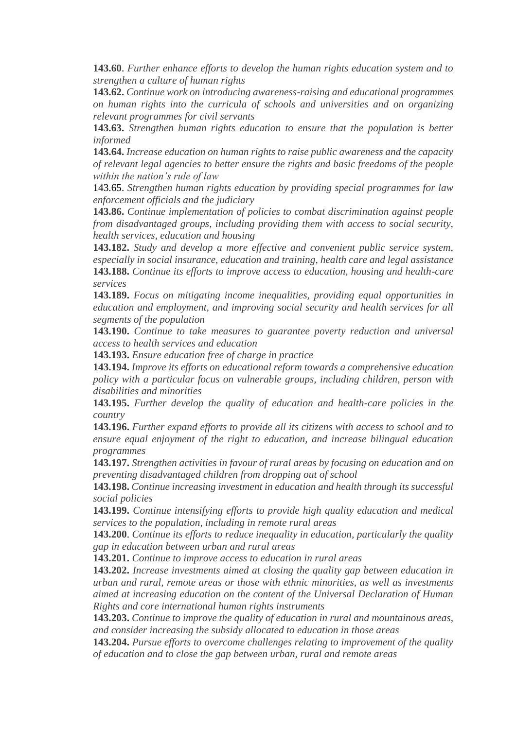**143.60**. *Further enhance efforts to develop the human rights education system and to strengthen a culture of human rights*

**143.62.** *Continue work on introducing awareness-raising and educational programmes on human rights into the curricula of schools and universities and on organizing relevant programmes for civil servants*

**143.63.** *Strengthen human rights education to ensure that the population is better informed*

**143.64.** *Increase education on human rights to raise public awareness and the capacity of relevant legal agencies to better ensure the rights and basic freedoms of the people within the nation's rule of law*

143.65. *Strengthen human rights education by providing special programmes for law enforcement officials and the judiciary*

**143.86.** *Continue implementation of policies to combat discrimination against people from disadvantaged groups, including providing them with access to social security, health services, education and housing*

**143.182.** *Study and develop a more effective and convenient public service system, especially in social insurance, education and training, health care and legal assistance*

**143.188.** *Continue its efforts to improve access to education, housing and health-care services*

**143.189.** *Focus on mitigating income inequalities, providing equal opportunities in education and employment, and improving social security and health services for all segments of the population*

**143.190.** *Continue to take measures to guarantee poverty reduction and universal access to health services and education*

**143.193.** *Ensure education free of charge in practice*

**143.194.** *Improve its efforts on educational reform towards a comprehensive education policy with a particular focus on vulnerable groups, including children, person with disabilities and minorities*

**143.195.** *Further develop the quality of education and health-care policies in the country*

**143.196.** *Further expand efforts to provide all its citizens with access to school and to ensure equal enjoyment of the right to education, and increase bilingual education programmes*

**143.197.** *Strengthen activities in favour of rural areas by focusing on education and on preventing disadvantaged children from dropping out of school*

**143.198.** *Continue increasing investment in education and health through its successful social policies*

**143.199.** *Continue intensifying efforts to provide high quality education and medical services to the population, including in remote rural areas*

**143.200**. *Continue its efforts to reduce inequality in education, particularly the quality gap in education between urban and rural areas*

**143.201.** *Continue to improve access to education in rural areas*

**143.202.** *Increase investments aimed at closing the quality gap between education in urban and rural, remote areas or those with ethnic minorities, as well as investments aimed at increasing education on the content of the Universal Declaration of Human Rights and core international human rights instruments*

**143.203.** *Continue to improve the quality of education in rural and mountainous areas, and consider increasing the subsidy allocated to education in those areas*

**143.204.** *Pursue efforts to overcome challenges relating to improvement of the quality of education and to close the gap between urban, rural and remote areas*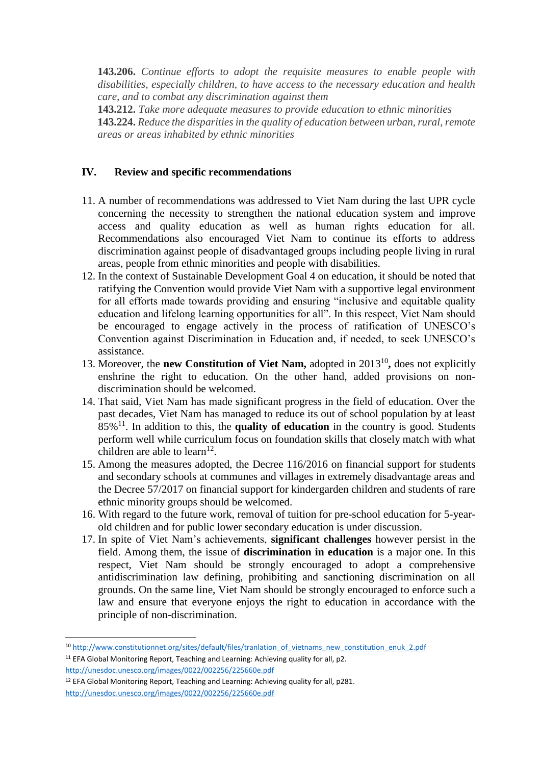**143.206.** *Continue efforts to adopt the requisite measures to enable people with disabilities, especially children, to have access to the necessary education and health care, and to combat any discrimination against them*

**143.212.** *Take more adequate measures to provide education to ethnic minorities*

**143.224.** *Reduce the disparities in the quality of education between urban, rural, remote areas or areas inhabited by ethnic minorities*

## IV. Review and specific recommendations

11. A number of recommendations was addressed to Viet Nam during the last UPR cycle concerning the necessity to strengthen the national education system and improve access and quality education as well as human rights education for all. Recommendations also encouraged Viet Nam to continue its efforts to address discrimination against people of disadvantaged groups including people living in rural areas, people from ethnic minorities and people with disabilities.
12. In the context of Sustainable Development Goal 4 on education, it should be noted that ratifying the Convention would provide Viet Nam with a supportive legal environment for all efforts made towards providing and ensuring "inclusive and equitable quality education and lifelong learning opportunities for all". In this respect, Viet Nam should be encouraged to engage actively in the process of ratification of UNESCO's Convention against Discrimination in Education and, if needed, to seek UNESCO's assistance.
13. Moreover, the **new Constitution of Viet Nam,** adopted in 2013[10]**,** does not explicitly enshrine the right to education. On the other hand, added provisions on non-discrimination should be welcomed.
14. That said, Viet Nam has made significant progress in the field of education. Over the past decades, Viet Nam has managed to reduce its out of school population by at least 85%[11]. In addition to this, the **quality of education** in the country is good. Students perform well while curriculum focus on foundation skills that closely match with what children are able to learn[12].
15. Among the measures adopted, the Decree 116/2016 on financial support for students and secondary schools at communes and villages in extremely disadvantage areas and the Decree 57/2017 on financial support for kindergarden children and students of rare ethnic minority groups should be welcomed.
16. With regard to the future work, removal of tuition for pre-school education for 5-year-old children and for public lower secondary education is under discussion.
17. In spite of Viet Nam's achievements, **significant challenges** however persist in the field. Among them, the issue of **discrimination in education** is a major one. In this respect, Viet Nam should be strongly encouraged to adopt a comprehensive antidiscrimination law defining, prohibiting and sanctioning discrimination on all grounds. On the same line, Viet Nam should be strongly encouraged to enforce such a law and ensure that everyone enjoys the right to education in accordance with the principle of non-discrimination.

---

[10] http://www.constitutionnet.org/sites/default/files/tranlation_of_vietnams_new_constitution_enuk_2.pdf

[11] EFA Global Monitoring Report, Teaching and Learning: Achieving quality for all, p2. http://unesdoc.unesco.org/images/0022/002256/225660e.pdf

[12] EFA Global Monitoring Report, Teaching and Learning: Achieving quality for all, p281. http://unesdoc.unesco.org/images/0022/002256/225660e.pdf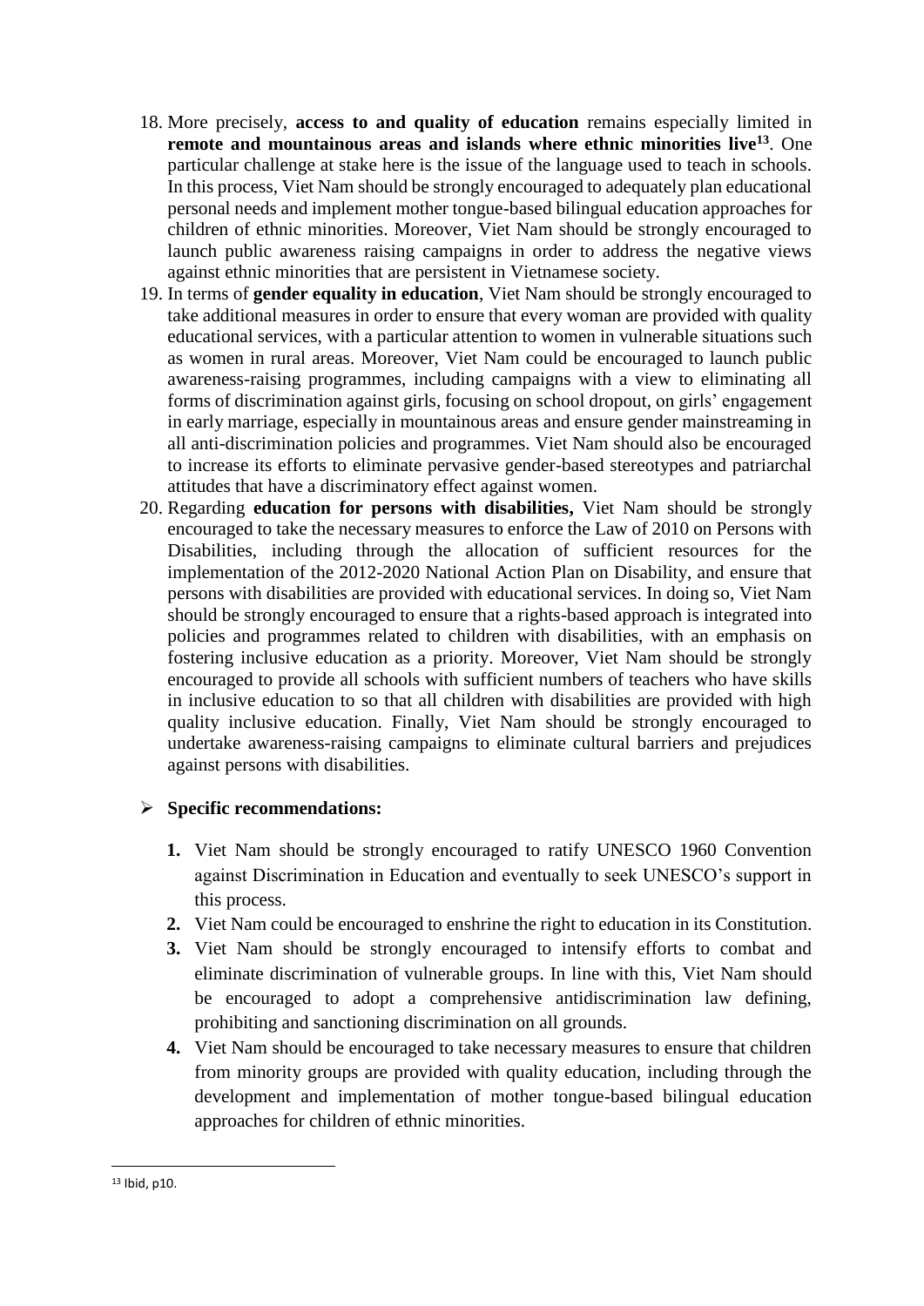18. More precisely, **access to and quality of education** remains especially limited in **remote and mountainous areas and islands where ethnic minorities live**[13]. One particular challenge at stake here is the issue of the language used to teach in schools. In this process, Viet Nam should be strongly encouraged to adequately plan educational personal needs and implement mother tongue-based bilingual education approaches for children of ethnic minorities. Moreover, Viet Nam should be strongly encouraged to launch public awareness raising campaigns in order to address the negative views against ethnic minorities that are persistent in Vietnamese society.
19. In terms of **gender equality in education**, Viet Nam should be strongly encouraged to take additional measures in order to ensure that every woman are provided with quality educational services, with a particular attention to women in vulnerable situations such as women in rural areas. Moreover, Viet Nam could be encouraged to launch public awareness-raising programmes, including campaigns with a view to eliminating all forms of discrimination against girls, focusing on school dropout, on girls' engagement in early marriage, especially in mountainous areas and ensure gender mainstreaming in all anti-discrimination policies and programmes. Viet Nam should also be encouraged to increase its efforts to eliminate pervasive gender-based stereotypes and patriarchal attitudes that have a discriminatory effect against women.
20. Regarding **education for persons with disabilities,** Viet Nam should be strongly encouraged to take the necessary measures to enforce the Law of 2010 on Persons with Disabilities, including through the allocation of sufficient resources for the implementation of the 2012-2020 National Action Plan on Disability, and ensure that persons with disabilities are provided with educational services. In doing so, Viet Nam should be strongly encouraged to ensure that a rights-based approach is integrated into policies and programmes related to children with disabilities, with an emphasis on fostering inclusive education as a priority. Moreover, Viet Nam should be strongly encouraged to provide all schools with sufficient numbers of teachers who have skills in inclusive education to so that all children with disabilities are provided with high quality inclusive education. Finally, Viet Nam should be strongly encouraged to undertake awareness-raising campaigns to eliminate cultural barriers and prejudices against persons with disabilities.

- **Specific recommendations:**

  1. Viet Nam should be strongly encouraged to ratify UNESCO 1960 Convention against Discrimination in Education and eventually to seek UNESCO's support in this process.
  2. Viet Nam could be encouraged to enshrine the right to education in its Constitution.
  3. Viet Nam should be strongly encouraged to intensify efforts to combat and eliminate discrimination of vulnerable groups. In line with this, Viet Nam should be encouraged to adopt a comprehensive antidiscrimination law defining, prohibiting and sanctioning discrimination on all grounds.
  4. Viet Nam should be encouraged to take necessary measures to ensure that children from minority groups are provided with quality education, including through the development and implementation of mother tongue-based bilingual education approaches for children of ethnic minorities.

---

[13] Ibid, p10.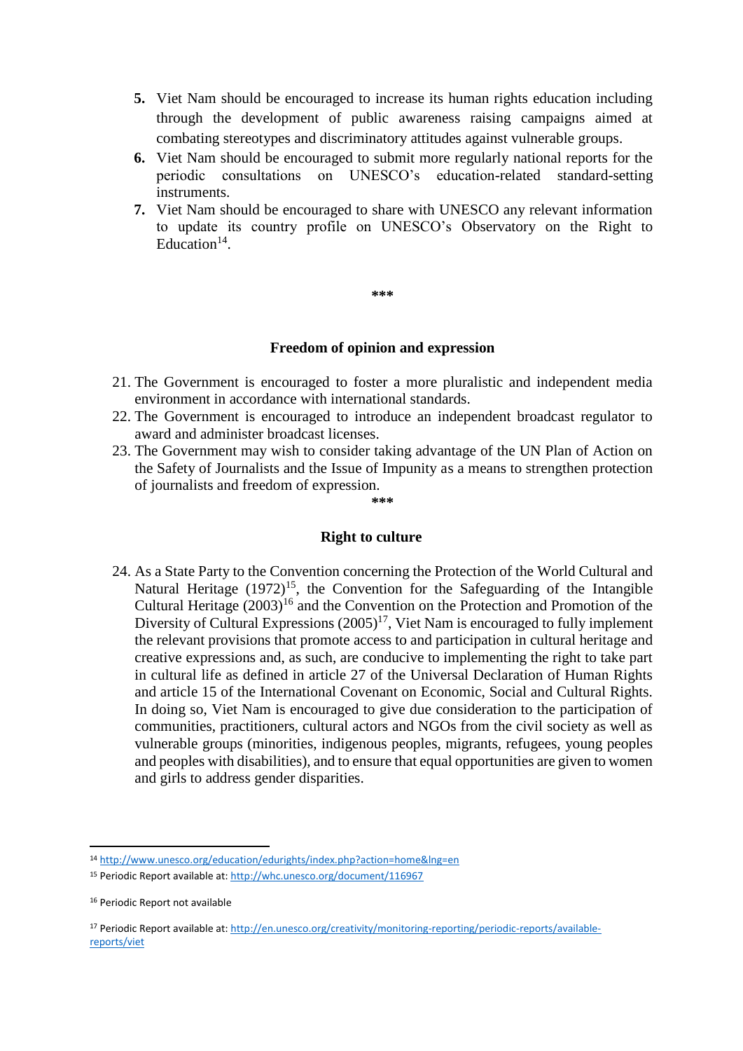5. Viet Nam should be encouraged to increase its human rights education including through the development of public awareness raising campaigns aimed at combating stereotypes and discriminatory attitudes against vulnerable groups.
6. Viet Nam should be encouraged to submit more regularly national reports for the periodic consultations on UNESCO's education-related standard-setting instruments.
7. Viet Nam should be encouraged to share with UNESCO any relevant information to update its country profile on UNESCO's Observatory on the Right to Education[14].

***

### Freedom of opinion and expression

21. The Government is encouraged to foster a more pluralistic and independent media environment in accordance with international standards.
22. The Government is encouraged to introduce an independent broadcast regulator to award and administer broadcast licenses.
23. The Government may wish to consider taking advantage of the UN Plan of Action on the Safety of Journalists and the Issue of Impunity as a means to strengthen protection of journalists and freedom of expression.

***

### Right to culture

24. As a State Party to the Convention concerning the Protection of the World Cultural and Natural Heritage (1972)[15], the Convention for the Safeguarding of the Intangible Cultural Heritage (2003)[16] and the Convention on the Protection and Promotion of the Diversity of Cultural Expressions (2005)[17], Viet Nam is encouraged to fully implement the relevant provisions that promote access to and participation in cultural heritage and creative expressions and, as such, are conducive to implementing the right to take part in cultural life as defined in article 27 of the Universal Declaration of Human Rights and article 15 of the International Covenant on Economic, Social and Cultural Rights. In doing so, Viet Nam is encouraged to give due consideration to the participation of communities, practitioners, cultural actors and NGOs from the civil society as well as vulnerable groups (minorities, indigenous peoples, migrants, refugees, young peoples and peoples with disabilities), and to ensure that equal opportunities are given to women and girls to address gender disparities.

---

[14] http://www.unesco.org/education/edurights/index.php?action=home&lng=en

[15] Periodic Report available at: http://whc.unesco.org/document/116967

[16] Periodic Report not available

[17] Periodic Report available at: http://en.unesco.org/creativity/monitoring-reporting/periodic-reports/available-reports/viet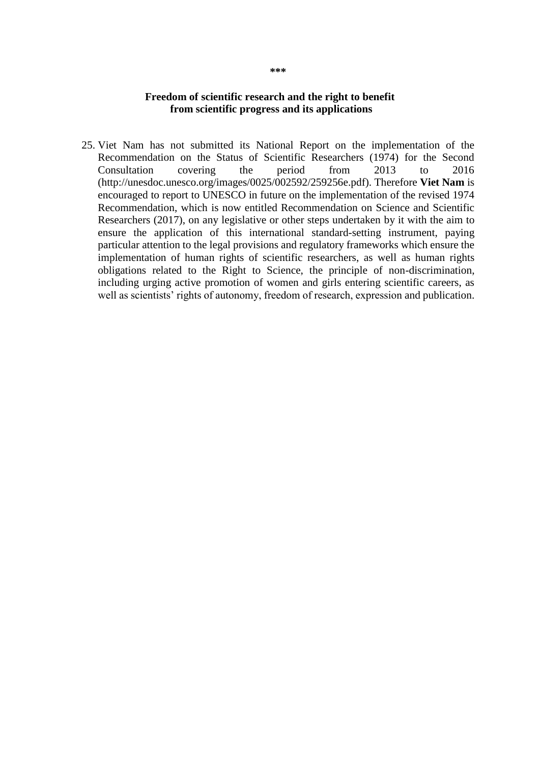***

## Freedom of scientific research and the right to benefit from scientific progress and its applications

25. Viet Nam has not submitted its National Report on the implementation of the Recommendation on the Status of Scientific Researchers (1974) for the Second Consultation covering the period from 2013 to 2016 (http://unesdoc.unesco.org/images/0025/002592/259256e.pdf). Therefore **Viet Nam** is encouraged to report to UNESCO in future on the implementation of the revised 1974 Recommendation, which is now entitled Recommendation on Science and Scientific Researchers (2017), on any legislative or other steps undertaken by it with the aim to ensure the application of this international standard-setting instrument, paying particular attention to the legal provisions and regulatory frameworks which ensure the implementation of human rights of scientific researchers, as well as human rights obligations related to the Right to Science, the principle of non-discrimination, including urging active promotion of women and girls entering scientific careers, as well as scientists' rights of autonomy, freedom of research, expression and publication.